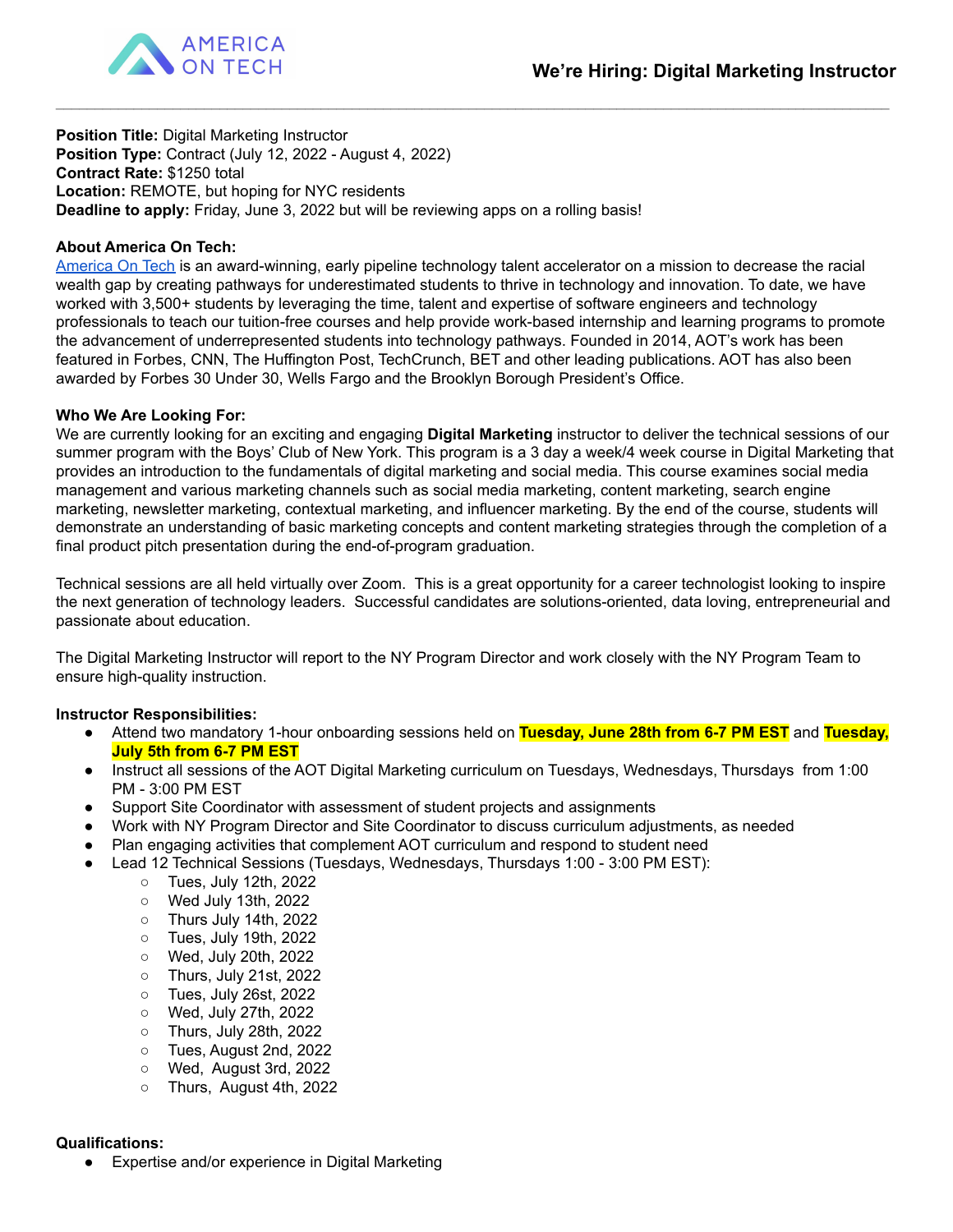AMERICA ON TECH

# We're Hiring: Digital Marketing Instructor

**Position Title:** Digital Marketing Instructor
**Position Type:** Contract (July 12, 2022 - August 4, 2022)
**Contract Rate:** $1250 total
**Location:** REMOTE, but hoping for NYC residents
**Deadline to apply:** Friday, June 3, 2022 but will be reviewing apps on a rolling basis!

**About America On Tech:**
America On Tech is an award-winning, early pipeline technology talent accelerator on a mission to decrease the racial wealth gap by creating pathways for underestimated students to thrive in technology and innovation. To date, we have worked with 3,500+ students by leveraging the time, talent and expertise of software engineers and technology professionals to teach our tuition-free courses and help provide work-based internship and learning programs to promote the advancement of underrepresented students into technology pathways. Founded in 2014, AOT's work has been featured in Forbes, CNN, The Huffington Post, TechCrunch, BET and other leading publications. AOT has also been awarded by Forbes 30 Under 30, Wells Fargo and the Brooklyn Borough President's Office.

**Who We Are Looking For:**
We are currently looking for an exciting and engaging **Digital Marketing** instructor to deliver the technical sessions of our summer program with the Boys' Club of New York. This program is a 3 day a week/4 week course in Digital Marketing that provides an introduction to the fundamentals of digital marketing and social media. This course examines social media management and various marketing channels such as social media marketing, content marketing, search engine marketing, newsletter marketing, contextual marketing, and influencer marketing. By the end of the course, students will demonstrate an understanding of basic marketing concepts and content marketing strategies through the completion of a final product pitch presentation during the end-of-program graduation.

Technical sessions are all held virtually over Zoom. This is a great opportunity for a career technologist looking to inspire the next generation of technology leaders. Successful candidates are solutions-oriented, data loving, entrepreneurial and passionate about education.

The Digital Marketing Instructor will report to the NY Program Director and work closely with the NY Program Team to ensure high-quality instruction.

**Instructor Responsibilities:**

- Attend two mandatory 1-hour onboarding sessions held on **Tuesday, June 28th from 6-7 PM EST** and **Tuesday, July 5th from 6-7 PM EST**
- Instruct all sessions of the AOT Digital Marketing curriculum on Tuesdays, Wednesdays, Thursdays from 1:00 PM - 3:00 PM EST
- Support Site Coordinator with assessment of student projects and assignments
- Work with NY Program Director and Site Coordinator to discuss curriculum adjustments, as needed
- Plan engaging activities that complement AOT curriculum and respond to student need
- Lead 12 Technical Sessions (Tuesdays, Wednesdays, Thursdays 1:00 - 3:00 PM EST):
  - Tues, July 12th, 2022
  - Wed July 13th, 2022
  - Thurs July 14th, 2022
  - Tues, July 19th, 2022
  - Wed, July 20th, 2022
  - Thurs, July 21st, 2022
  - Tues, July 26st, 2022
  - Wed, July 27th, 2022
  - Thurs, July 28th, 2022
  - Tues, August 2nd, 2022
  - Wed, August 3rd, 2022
  - Thurs, August 4th, 2022

**Qualifications:**

- Expertise and/or experience in Digital Marketing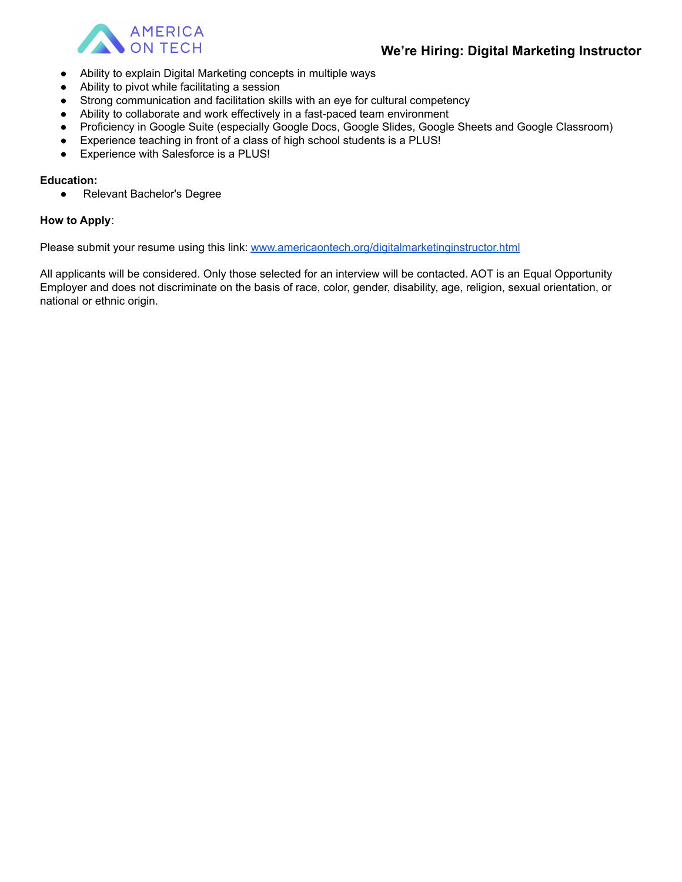- Ability to explain Digital Marketing concepts in multiple ways
- Ability to pivot while facilitating a session
- Strong communication and facilitation skills with an eye for cultural competency
- Ability to collaborate and work effectively in a fast-paced team environment
- Proficiency in Google Suite (especially Google Docs, Google Slides, Google Sheets and Google Classroom)
- Experience teaching in front of a class of high school students is a PLUS!
- Experience with Salesforce is a PLUS!

**Education:**

- Relevant Bachelor's Degree

**How to Apply**:

Please submit your resume using this link: [www.americaontech.org/digitalmarketinginstructor.html](www.americaontech.org/digitalmarketinginstructor.html)

All applicants will be considered. Only those selected for an interview will be contacted. AOT is an Equal Opportunity Employer and does not discriminate on the basis of race, color, gender, disability, age, religion, sexual orientation, or national or ethnic origin.